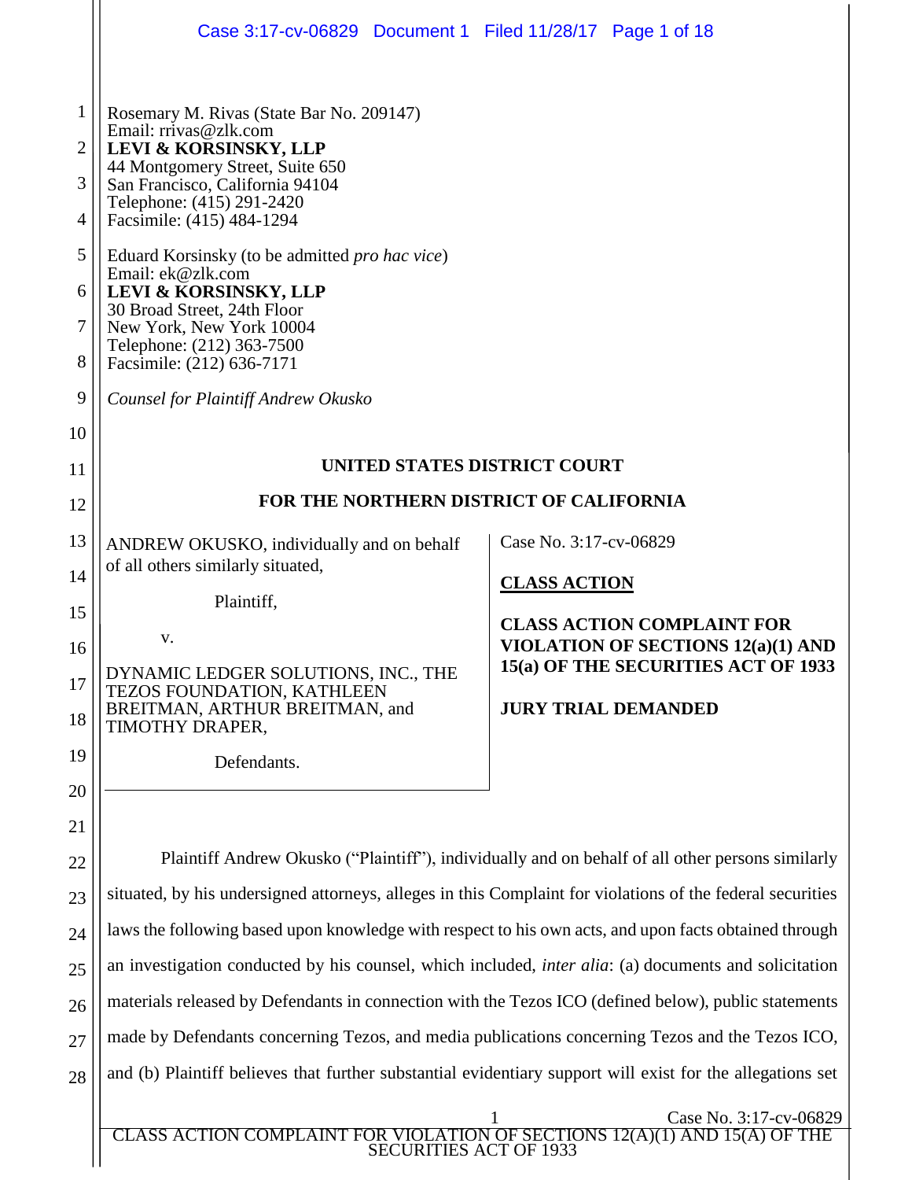Rosemary M. Rivas (State Bar No. 209147)
Email: rrivas@zlk.com
**LEVI & KORSINSKY, LLP**
44 Montgomery Street, Suite 650
San Francisco, California 94104
Telephone: (415) 291-2420
Facsimile: (415) 484-1294

Eduard Korsinsky (to be admitted *pro hac vice*)
Email: ek@zlk.com
**LEVI & KORSINSKY, LLP**
30 Broad Street, 24th Floor
New York, New York 10004
Telephone: (212) 363-7500
Facsimile: (212) 636-7171

*Counsel for Plaintiff Andrew Okusko*

**UNITED STATES DISTRICT COURT**

**FOR THE NORTHERN DISTRICT OF CALIFORNIA**

ANDREW OKUSKO, individually and on behalf of all others similarly situated,

Plaintiff,

v.

DYNAMIC LEDGER SOLUTIONS, INC., THE TEZOS FOUNDATION, KATHLEEN BREITMAN, ARTHUR BREITMAN, and TIMOTHY DRAPER,

Defendants.

Case No. 3:17-cv-06829

**CLASS ACTION**

**CLASS ACTION COMPLAINT FOR VIOLATION OF SECTIONS 12(a)(1) AND 15(a) OF THE SECURITIES ACT OF 1933**

**JURY TRIAL DEMANDED**

Plaintiff Andrew Okusko ("Plaintiff"), individually and on behalf of all other persons similarly situated, by his undersigned attorneys, alleges in this Complaint for violations of the federal securities laws the following based upon knowledge with respect to his own acts, and upon facts obtained through an investigation conducted by his counsel, which included, *inter alia*: (a) documents and solicitation materials released by Defendants in connection with the Tezos ICO (defined below), public statements made by Defendants concerning Tezos, and media publications concerning Tezos and the Tezos ICO, and (b) Plaintiff believes that further substantial evidentiary support will exist for the allegations set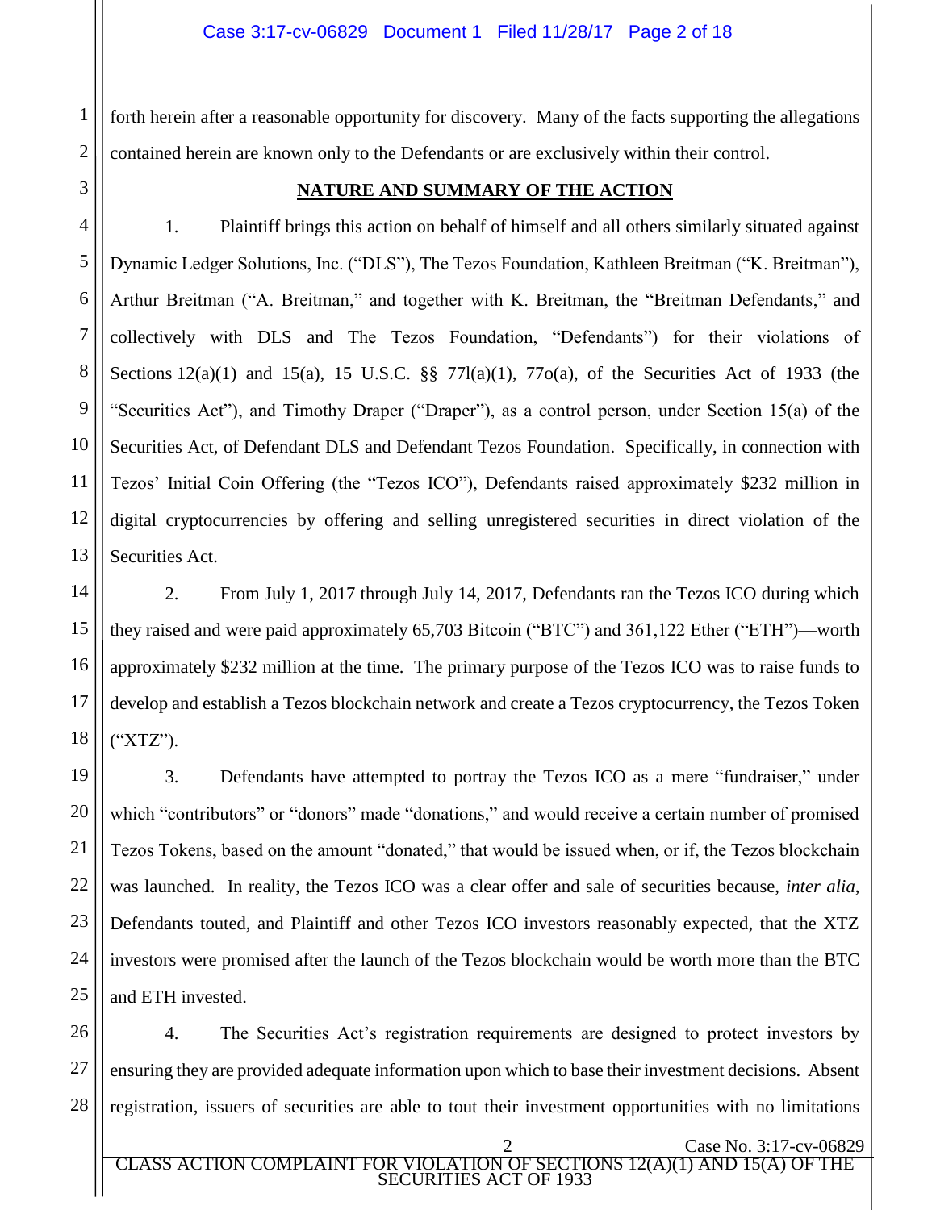forth herein after a reasonable opportunity for discovery. Many of the facts supporting the allegations contained herein are known only to the Defendants or are exclusively within their control.

## NATURE AND SUMMARY OF THE ACTION

1. Plaintiff brings this action on behalf of himself and all others similarly situated against Dynamic Ledger Solutions, Inc. ("DLS"), The Tezos Foundation, Kathleen Breitman ("K. Breitman"), Arthur Breitman ("A. Breitman," and together with K. Breitman, the "Breitman Defendants," and collectively with DLS and The Tezos Foundation, "Defendants") for their violations of Sections 12(a)(1) and 15(a), 15 U.S.C. §§ 77l(a)(1), 77o(a), of the Securities Act of 1933 (the "Securities Act"), and Timothy Draper ("Draper"), as a control person, under Section 15(a) of the Securities Act, of Defendant DLS and Defendant Tezos Foundation. Specifically, in connection with Tezos' Initial Coin Offering (the "Tezos ICO"), Defendants raised approximately $232 million in digital cryptocurrencies by offering and selling unregistered securities in direct violation of the Securities Act.

2. From July 1, 2017 through July 14, 2017, Defendants ran the Tezos ICO during which they raised and were paid approximately 65,703 Bitcoin ("BTC") and 361,122 Ether ("ETH")—worth approximately $232 million at the time. The primary purpose of the Tezos ICO was to raise funds to develop and establish a Tezos blockchain network and create a Tezos cryptocurrency, the Tezos Token ("XTZ").

3. Defendants have attempted to portray the Tezos ICO as a mere "fundraiser," under which "contributors" or "donors" made "donations," and would receive a certain number of promised Tezos Tokens, based on the amount "donated," that would be issued when, or if, the Tezos blockchain was launched. In reality, the Tezos ICO was a clear offer and sale of securities because, *inter alia*, Defendants touted, and Plaintiff and other Tezos ICO investors reasonably expected, that the XTZ investors were promised after the launch of the Tezos blockchain would be worth more than the BTC and ETH invested.

4. The Securities Act's registration requirements are designed to protect investors by ensuring they are provided adequate information upon which to base their investment decisions. Absent registration, issuers of securities are able to tout their investment opportunities with no limitations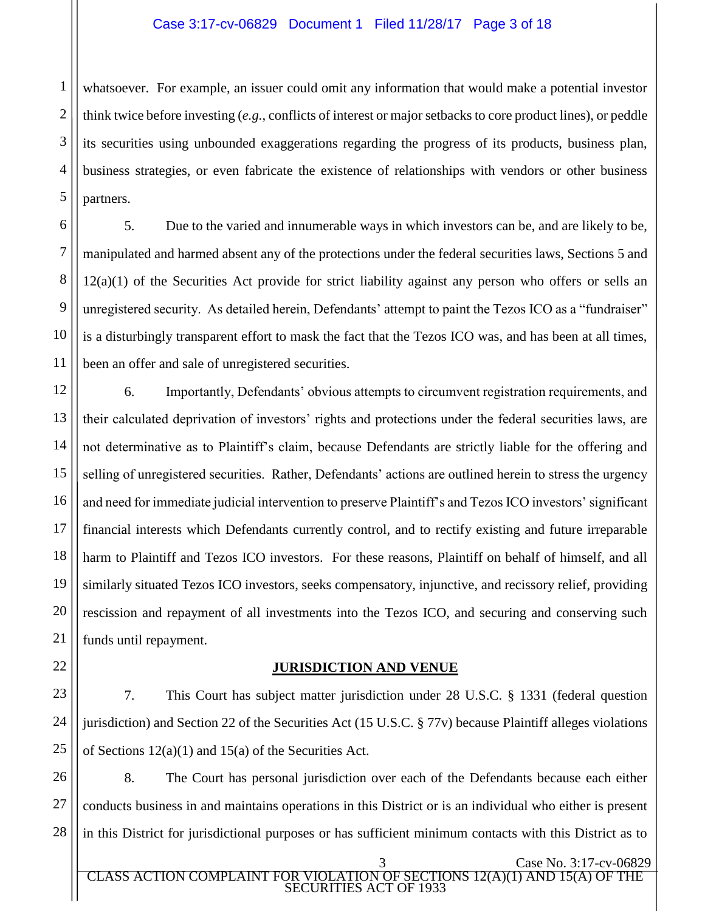whatsoever. For example, an issuer could omit any information that would make a potential investor think twice before investing (*e.g.*, conflicts of interest or major setbacks to core product lines), or peddle its securities using unbounded exaggerations regarding the progress of its products, business plan, business strategies, or even fabricate the existence of relationships with vendors or other business partners.

5. Due to the varied and innumerable ways in which investors can be, and are likely to be, manipulated and harmed absent any of the protections under the federal securities laws, Sections 5 and 12(a)(1) of the Securities Act provide for strict liability against any person who offers or sells an unregistered security. As detailed herein, Defendants' attempt to paint the Tezos ICO as a "fundraiser" is a disturbingly transparent effort to mask the fact that the Tezos ICO was, and has been at all times, been an offer and sale of unregistered securities.

6. Importantly, Defendants' obvious attempts to circumvent registration requirements, and their calculated deprivation of investors' rights and protections under the federal securities laws, are not determinative as to Plaintiff's claim, because Defendants are strictly liable for the offering and selling of unregistered securities. Rather, Defendants' actions are outlined herein to stress the urgency and need for immediate judicial intervention to preserve Plaintiff's and Tezos ICO investors' significant financial interests which Defendants currently control, and to rectify existing and future irreparable harm to Plaintiff and Tezos ICO investors. For these reasons, Plaintiff on behalf of himself, and all similarly situated Tezos ICO investors, seeks compensatory, injunctive, and recissory relief, providing rescission and repayment of all investments into the Tezos ICO, and securing and conserving such funds until repayment.

## JURISDICTION AND VENUE

7. This Court has subject matter jurisdiction under 28 U.S.C. § 1331 (federal question jurisdiction) and Section 22 of the Securities Act (15 U.S.C. § 77v) because Plaintiff alleges violations of Sections 12(a)(1) and 15(a) of the Securities Act.

8. The Court has personal jurisdiction over each of the Defendants because each either conducts business in and maintains operations in this District or is an individual who either is present in this District for jurisdictional purposes or has sufficient minimum contacts with this District as to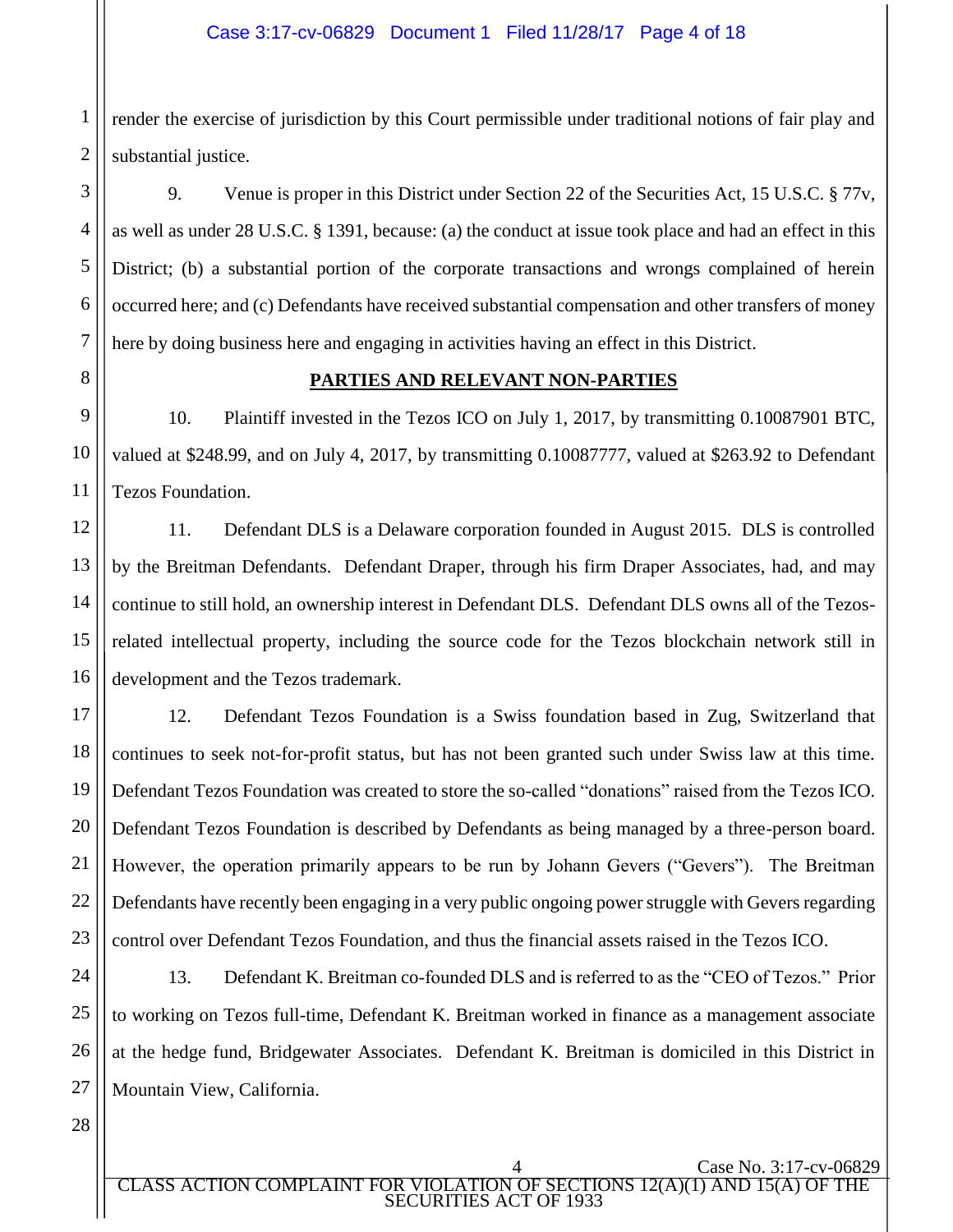render the exercise of jurisdiction by this Court permissible under traditional notions of fair play and substantial justice.

9. Venue is proper in this District under Section 22 of the Securities Act, 15 U.S.C. § 77v, as well as under 28 U.S.C. § 1391, because: (a) the conduct at issue took place and had an effect in this District; (b) a substantial portion of the corporate transactions and wrongs complained of herein occurred here; and (c) Defendants have received substantial compensation and other transfers of money here by doing business here and engaging in activities having an effect in this District.

## PARTIES AND RELEVANT NON-PARTIES

10. Plaintiff invested in the Tezos ICO on July 1, 2017, by transmitting 0.10087901 BTC, valued at $248.99, and on July 4, 2017, by transmitting 0.10087777, valued at $263.92 to Defendant Tezos Foundation.

11. Defendant DLS is a Delaware corporation founded in August 2015. DLS is controlled by the Breitman Defendants. Defendant Draper, through his firm Draper Associates, had, and may continue to still hold, an ownership interest in Defendant DLS. Defendant DLS owns all of the Tezos-related intellectual property, including the source code for the Tezos blockchain network still in development and the Tezos trademark.

12. Defendant Tezos Foundation is a Swiss foundation based in Zug, Switzerland that continues to seek not-for-profit status, but has not been granted such under Swiss law at this time. Defendant Tezos Foundation was created to store the so-called "donations" raised from the Tezos ICO. Defendant Tezos Foundation is described by Defendants as being managed by a three-person board. However, the operation primarily appears to be run by Johann Gevers ("Gevers"). The Breitman Defendants have recently been engaging in a very public ongoing power struggle with Gevers regarding control over Defendant Tezos Foundation, and thus the financial assets raised in the Tezos ICO.

13. Defendant K. Breitman co-founded DLS and is referred to as the "CEO of Tezos." Prior to working on Tezos full-time, Defendant K. Breitman worked in finance as a management associate at the hedge fund, Bridgewater Associates. Defendant K. Breitman is domiciled in this District in Mountain View, California.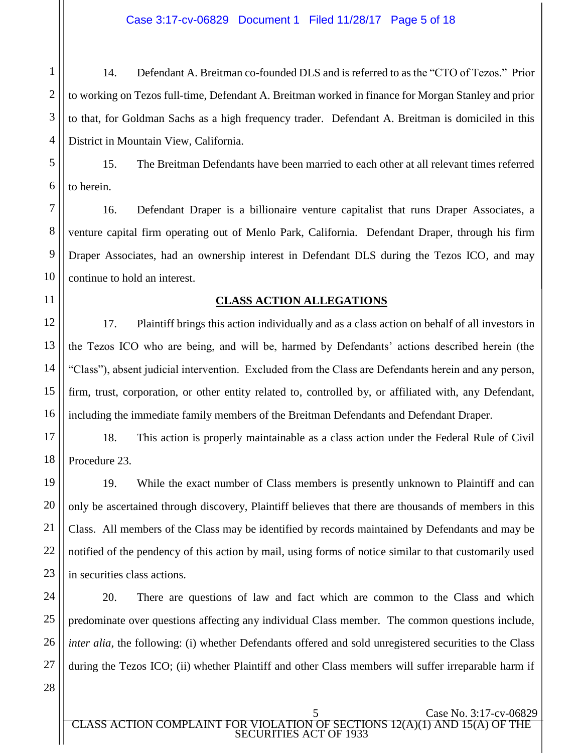14. Defendant A. Breitman co-founded DLS and is referred to as the "CTO of Tezos." Prior to working on Tezos full-time, Defendant A. Breitman worked in finance for Morgan Stanley and prior to that, for Goldman Sachs as a high frequency trader. Defendant A. Breitman is domiciled in this District in Mountain View, California.

15. The Breitman Defendants have been married to each other at all relevant times referred to herein.

16. Defendant Draper is a billionaire venture capitalist that runs Draper Associates, a venture capital firm operating out of Menlo Park, California. Defendant Draper, through his firm Draper Associates, had an ownership interest in Defendant DLS during the Tezos ICO, and may continue to hold an interest.

## CLASS ACTION ALLEGATIONS

17. Plaintiff brings this action individually and as a class action on behalf of all investors in the Tezos ICO who are being, and will be, harmed by Defendants' actions described herein (the "Class"), absent judicial intervention. Excluded from the Class are Defendants herein and any person, firm, trust, corporation, or other entity related to, controlled by, or affiliated with, any Defendant, including the immediate family members of the Breitman Defendants and Defendant Draper.

18. This action is properly maintainable as a class action under the Federal Rule of Civil Procedure 23.

19. While the exact number of Class members is presently unknown to Plaintiff and can only be ascertained through discovery, Plaintiff believes that there are thousands of members in this Class. All members of the Class may be identified by records maintained by Defendants and may be notified of the pendency of this action by mail, using forms of notice similar to that customarily used in securities class actions.

20. There are questions of law and fact which are common to the Class and which predominate over questions affecting any individual Class member. The common questions include, *inter alia*, the following: (i) whether Defendants offered and sold unregistered securities to the Class during the Tezos ICO; (ii) whether Plaintiff and other Class members will suffer irreparable harm if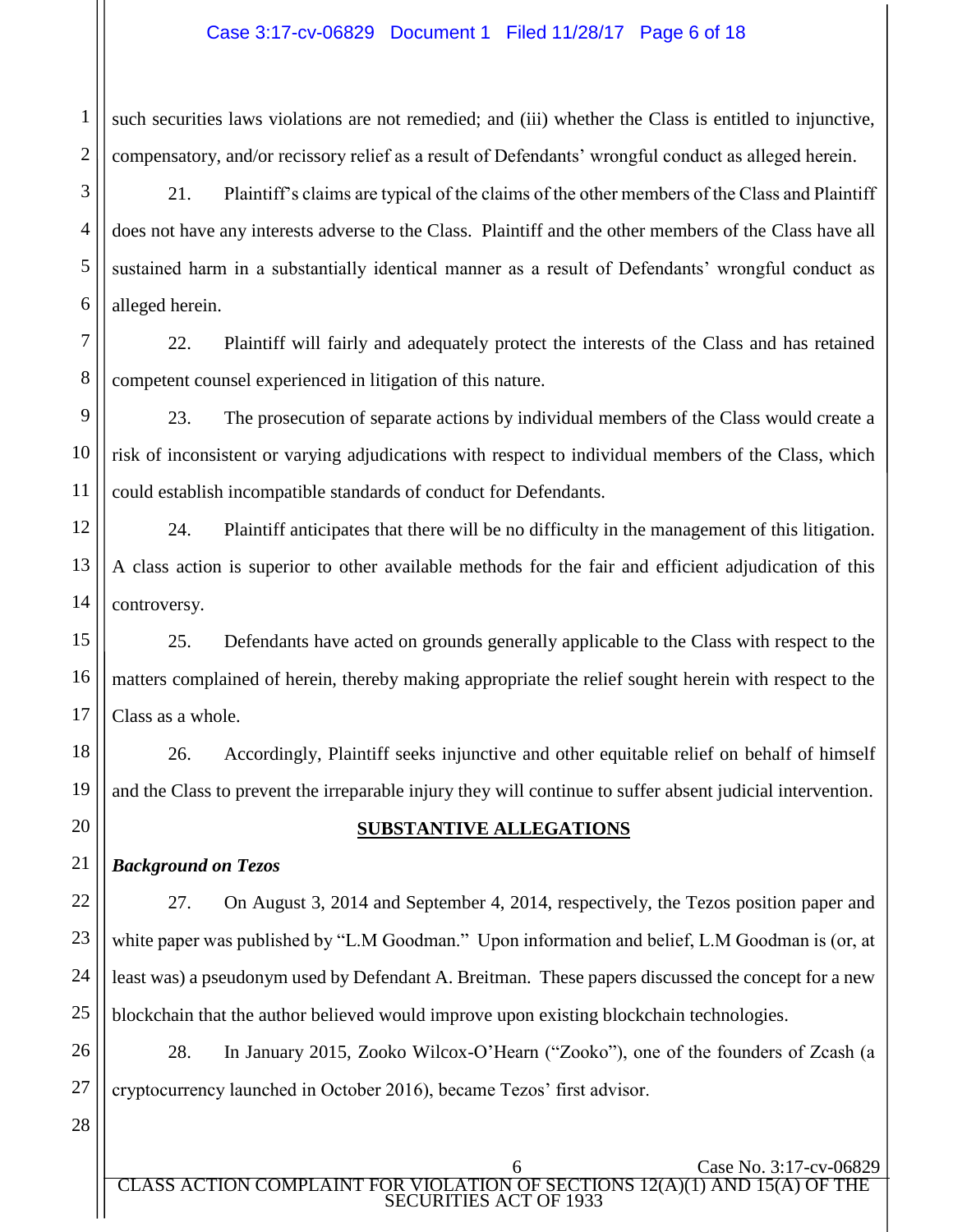such securities laws violations are not remedied; and (iii) whether the Class is entitled to injunctive, compensatory, and/or recissory relief as a result of Defendants' wrongful conduct as alleged herein.

21. Plaintiff's claims are typical of the claims of the other members of the Class and Plaintiff does not have any interests adverse to the Class. Plaintiff and the other members of the Class have all sustained harm in a substantially identical manner as a result of Defendants' wrongful conduct as alleged herein.

22. Plaintiff will fairly and adequately protect the interests of the Class and has retained competent counsel experienced in litigation of this nature.

23. The prosecution of separate actions by individual members of the Class would create a risk of inconsistent or varying adjudications with respect to individual members of the Class, which could establish incompatible standards of conduct for Defendants.

24. Plaintiff anticipates that there will be no difficulty in the management of this litigation. A class action is superior to other available methods for the fair and efficient adjudication of this controversy.

25. Defendants have acted on grounds generally applicable to the Class with respect to the matters complained of herein, thereby making appropriate the relief sought herein with respect to the Class as a whole.

26. Accordingly, Plaintiff seeks injunctive and other equitable relief on behalf of himself and the Class to prevent the irreparable injury they will continue to suffer absent judicial intervention.

## SUBSTANTIVE ALLEGATIONS

***Background on Tezos***

27. On August 3, 2014 and September 4, 2014, respectively, the Tezos position paper and white paper was published by "L.M Goodman." Upon information and belief, L.M Goodman is (or, at least was) a pseudonym used by Defendant A. Breitman. These papers discussed the concept for a new blockchain that the author believed would improve upon existing blockchain technologies.

28. In January 2015, Zooko Wilcox-O'Hearn ("Zooko"), one of the founders of Zcash (a cryptocurrency launched in October 2016), became Tezos' first advisor.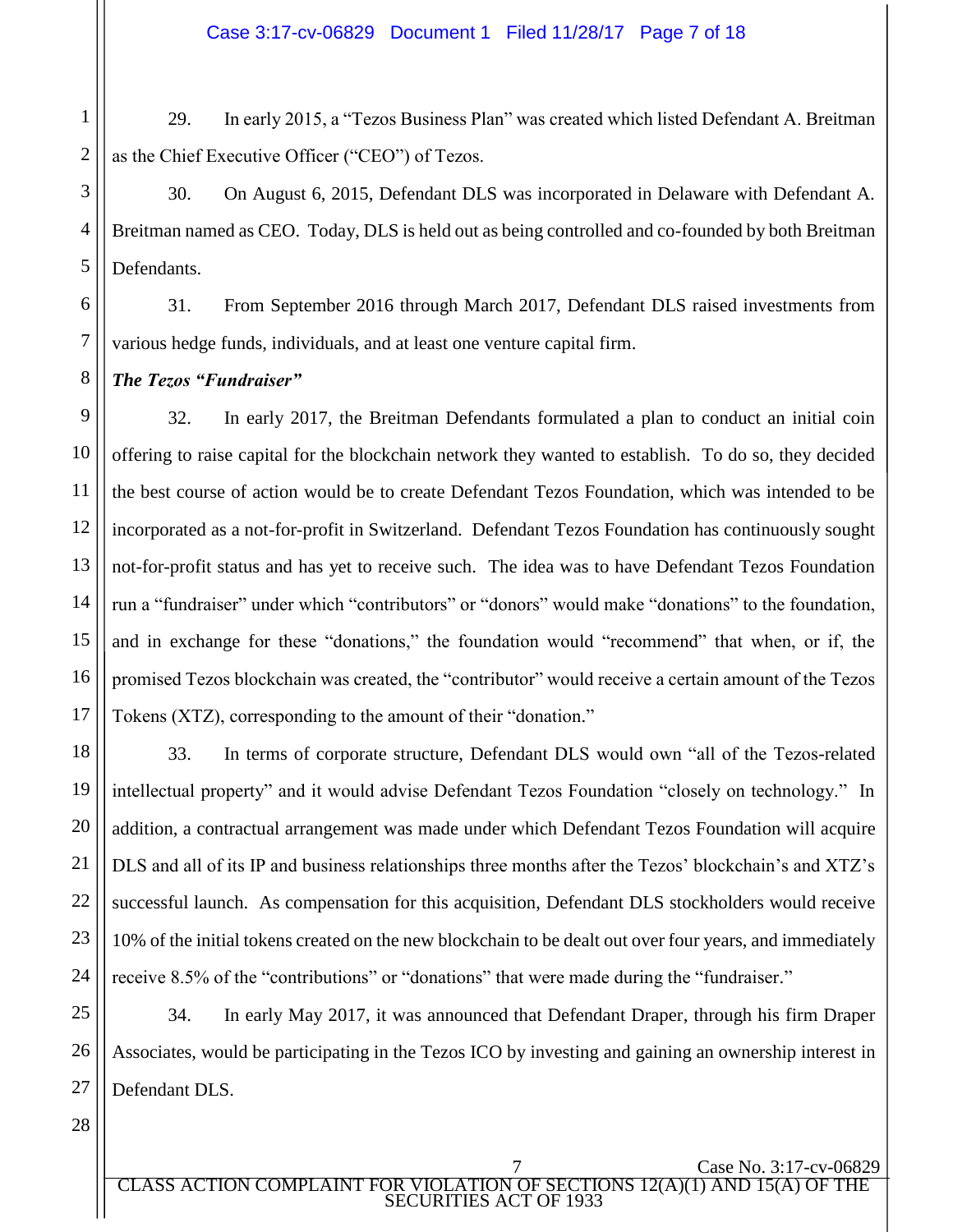29. In early 2015, a "Tezos Business Plan" was created which listed Defendant A. Breitman as the Chief Executive Officer ("CEO") of Tezos.

30. On August 6, 2015, Defendant DLS was incorporated in Delaware with Defendant A. Breitman named as CEO. Today, DLS is held out as being controlled and co-founded by both Breitman Defendants.

31. From September 2016 through March 2017, Defendant DLS raised investments from various hedge funds, individuals, and at least one venture capital firm.

***The Tezos "Fundraiser"***

32. In early 2017, the Breitman Defendants formulated a plan to conduct an initial coin offering to raise capital for the blockchain network they wanted to establish. To do so, they decided the best course of action would be to create Defendant Tezos Foundation, which was intended to be incorporated as a not-for-profit in Switzerland. Defendant Tezos Foundation has continuously sought not-for-profit status and has yet to receive such. The idea was to have Defendant Tezos Foundation run a "fundraiser" under which "contributors" or "donors" would make "donations" to the foundation, and in exchange for these "donations," the foundation would "recommend" that when, or if, the promised Tezos blockchain was created, the "contributor" would receive a certain amount of the Tezos Tokens (XTZ), corresponding to the amount of their "donation."

33. In terms of corporate structure, Defendant DLS would own "all of the Tezos-related intellectual property" and it would advise Defendant Tezos Foundation "closely on technology." In addition, a contractual arrangement was made under which Defendant Tezos Foundation will acquire DLS and all of its IP and business relationships three months after the Tezos' blockchain's and XTZ's successful launch. As compensation for this acquisition, Defendant DLS stockholders would receive 10% of the initial tokens created on the new blockchain to be dealt out over four years, and immediately receive 8.5% of the "contributions" or "donations" that were made during the "fundraiser."

34. In early May 2017, it was announced that Defendant Draper, through his firm Draper Associates, would be participating in the Tezos ICO by investing and gaining an ownership interest in Defendant DLS.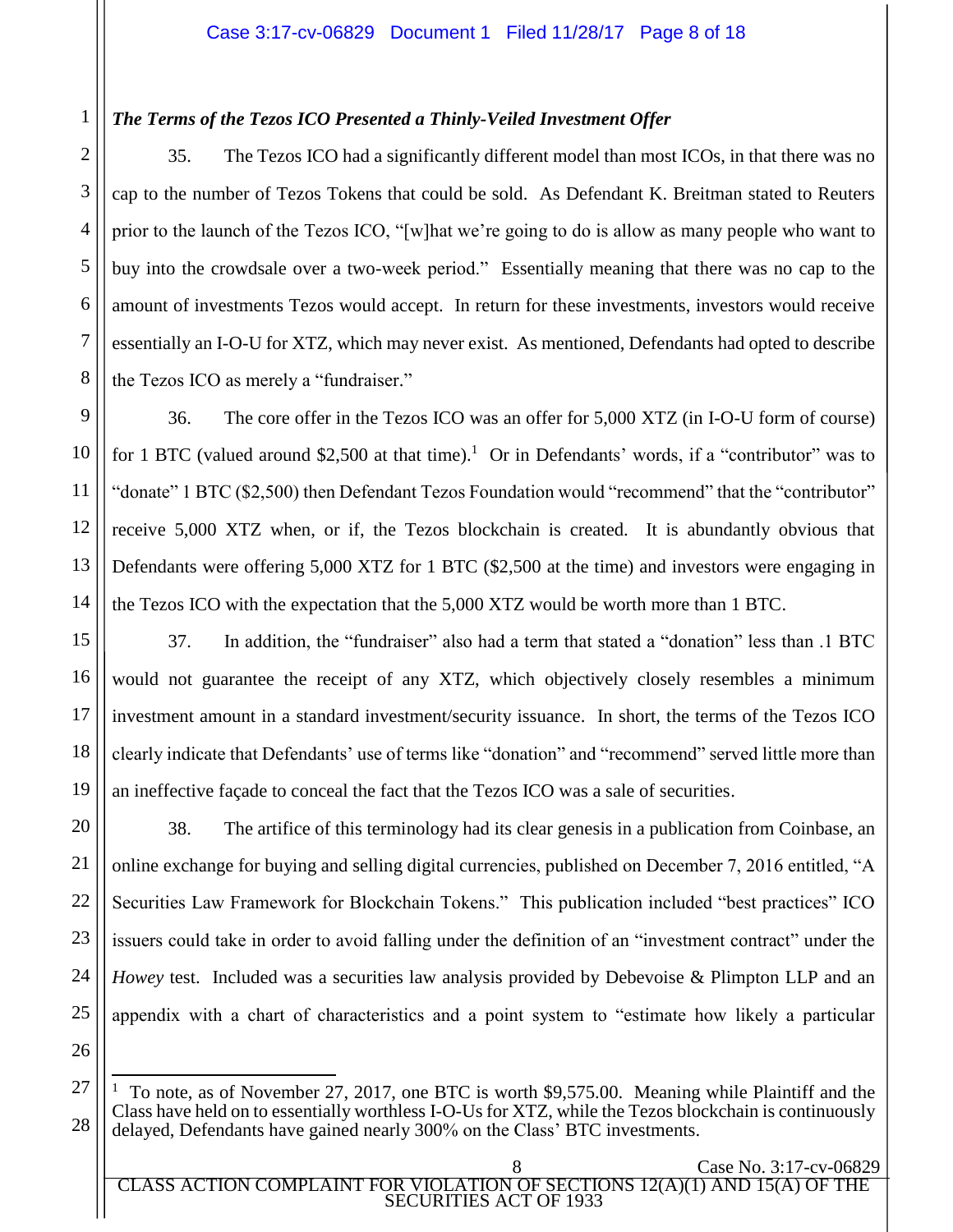***The Terms of the Tezos ICO Presented a Thinly-Veiled Investment Offer***

35. The Tezos ICO had a significantly different model than most ICOs, in that there was no cap to the number of Tezos Tokens that could be sold. As Defendant K. Breitman stated to Reuters prior to the launch of the Tezos ICO, "[w]hat we're going to do is allow as many people who want to buy into the crowdsale over a two-week period." Essentially meaning that there was no cap to the amount of investments Tezos would accept. In return for these investments, investors would receive essentially an I-O-U for XTZ, which may never exist. As mentioned, Defendants had opted to describe the Tezos ICO as merely a "fundraiser."

36. The core offer in the Tezos ICO was an offer for 5,000 XTZ (in I-O-U form of course) for 1 BTC (valued around $2,500 at that time).[1] Or in Defendants' words, if a "contributor" was to "donate" 1 BTC ($2,500) then Defendant Tezos Foundation would "recommend" that the "contributor" receive 5,000 XTZ when, or if, the Tezos blockchain is created. It is abundantly obvious that Defendants were offering 5,000 XTZ for 1 BTC ($2,500 at the time) and investors were engaging in the Tezos ICO with the expectation that the 5,000 XTZ would be worth more than 1 BTC.

37. In addition, the "fundraiser" also had a term that stated a "donation" less than .1 BTC would not guarantee the receipt of any XTZ, which objectively closely resembles a minimum investment amount in a standard investment/security issuance. In short, the terms of the Tezos ICO clearly indicate that Defendants' use of terms like "donation" and "recommend" served little more than an ineffective façade to conceal the fact that the Tezos ICO was a sale of securities.

38. The artifice of this terminology had its clear genesis in a publication from Coinbase, an online exchange for buying and selling digital currencies, published on December 7, 2016 entitled, "A Securities Law Framework for Blockchain Tokens." This publication included "best practices" ICO issuers could take in order to avoid falling under the definition of an "investment contract" under the *Howey* test. Included was a securities law analysis provided by Debevoise & Plimpton LLP and an appendix with a chart of characteristics and a point system to "estimate how likely a particular

---

[1] To note, as of November 27, 2017, one BTC is worth $9,575.00. Meaning while Plaintiff and the Class have held on to essentially worthless I-O-Us for XTZ, while the Tezos blockchain is continuously delayed, Defendants have gained nearly 300% on the Class' BTC investments.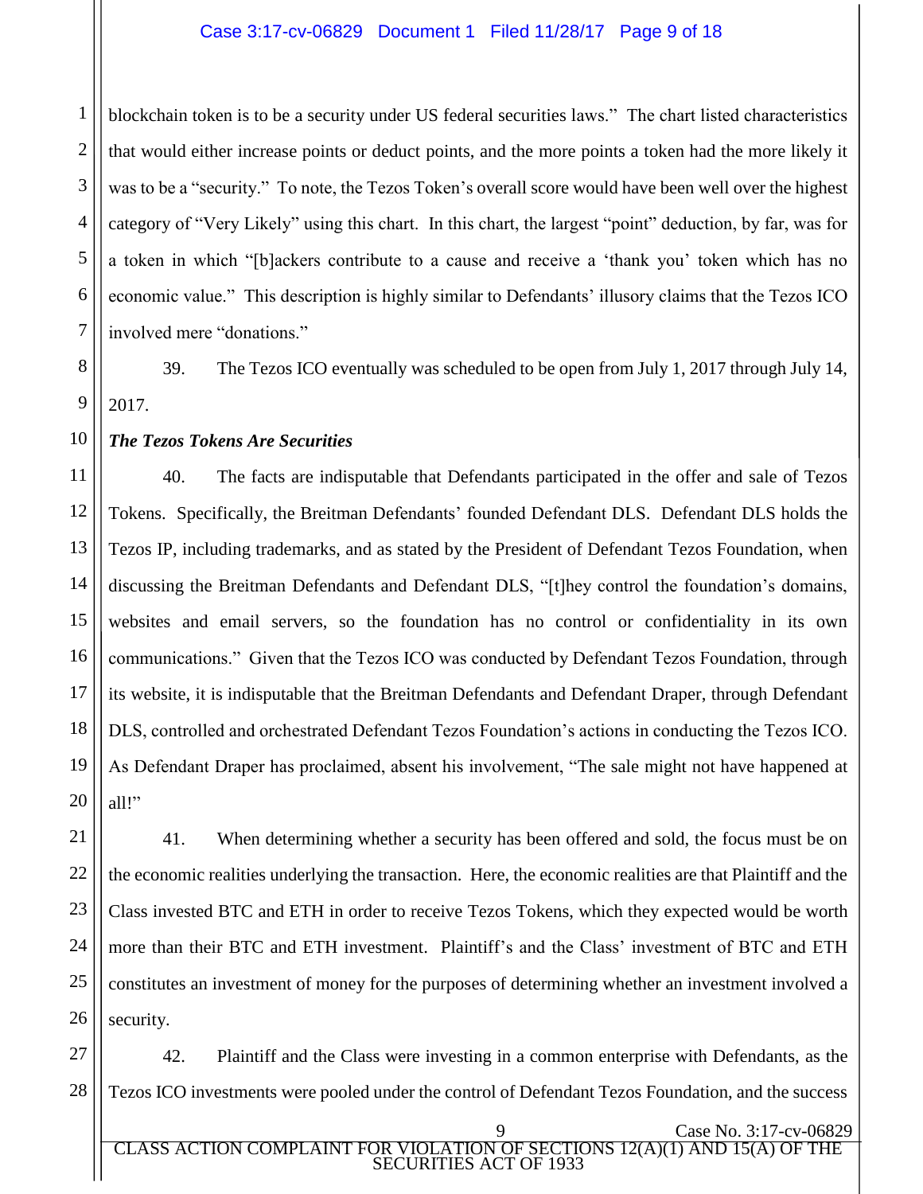blockchain token is to be a security under US federal securities laws." The chart listed characteristics that would either increase points or deduct points, and the more points a token had the more likely it was to be a "security." To note, the Tezos Token's overall score would have been well over the highest category of "Very Likely" using this chart. In this chart, the largest "point" deduction, by far, was for a token in which "[b]ackers contribute to a cause and receive a 'thank you' token which has no economic value." This description is highly similar to Defendants' illusory claims that the Tezos ICO involved mere "donations."

39. The Tezos ICO eventually was scheduled to be open from July 1, 2017 through July 14, 2017.

***The Tezos Tokens Are Securities***

40. The facts are indisputable that Defendants participated in the offer and sale of Tezos Tokens. Specifically, the Breitman Defendants' founded Defendant DLS. Defendant DLS holds the Tezos IP, including trademarks, and as stated by the President of Defendant Tezos Foundation, when discussing the Breitman Defendants and Defendant DLS, "[t]hey control the foundation's domains, websites and email servers, so the foundation has no control or confidentiality in its own communications." Given that the Tezos ICO was conducted by Defendant Tezos Foundation, through its website, it is indisputable that the Breitman Defendants and Defendant Draper, through Defendant DLS, controlled and orchestrated Defendant Tezos Foundation's actions in conducting the Tezos ICO. As Defendant Draper has proclaimed, absent his involvement, "The sale might not have happened at all!"

41. When determining whether a security has been offered and sold, the focus must be on the economic realities underlying the transaction. Here, the economic realities are that Plaintiff and the Class invested BTC and ETH in order to receive Tezos Tokens, which they expected would be worth more than their BTC and ETH investment. Plaintiff's and the Class' investment of BTC and ETH constitutes an investment of money for the purposes of determining whether an investment involved a security.

42. Plaintiff and the Class were investing in a common enterprise with Defendants, as the Tezos ICO investments were pooled under the control of Defendant Tezos Foundation, and the success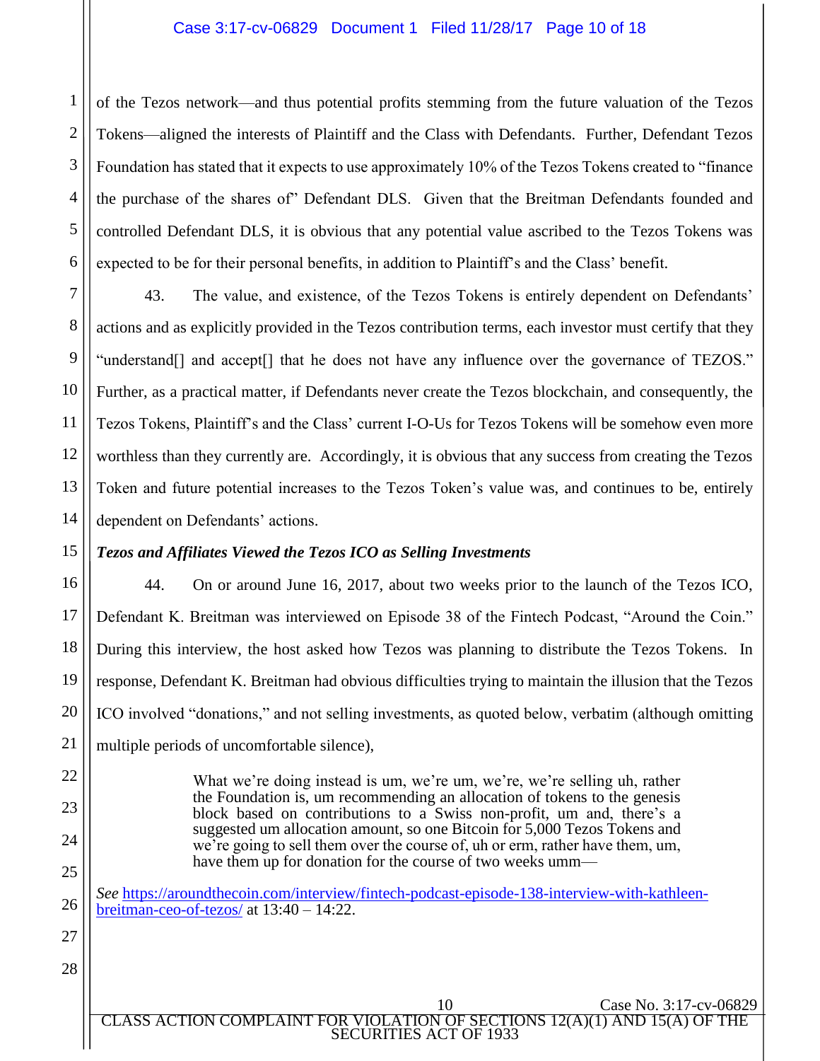of the Tezos network—and thus potential profits stemming from the future valuation of the Tezos Tokens—aligned the interests of Plaintiff and the Class with Defendants. Further, Defendant Tezos Foundation has stated that it expects to use approximately 10% of the Tezos Tokens created to "finance the purchase of the shares of" Defendant DLS. Given that the Breitman Defendants founded and controlled Defendant DLS, it is obvious that any potential value ascribed to the Tezos Tokens was expected to be for their personal benefits, in addition to Plaintiff's and the Class' benefit.

43. The value, and existence, of the Tezos Tokens is entirely dependent on Defendants' actions and as explicitly provided in the Tezos contribution terms, each investor must certify that they "understand[] and accept[] that he does not have any influence over the governance of TEZOS." Further, as a practical matter, if Defendants never create the Tezos blockchain, and consequently, the Tezos Tokens, Plaintiff's and the Class' current I-O-Us for Tezos Tokens will be somehow even more worthless than they currently are. Accordingly, it is obvious that any success from creating the Tezos Token and future potential increases to the Tezos Token's value was, and continues to be, entirely dependent on Defendants' actions.

***Tezos and Affiliates Viewed the Tezos ICO as Selling Investments***

44. On or around June 16, 2017, about two weeks prior to the launch of the Tezos ICO, Defendant K. Breitman was interviewed on Episode 38 of the Fintech Podcast, "Around the Coin." During this interview, the host asked how Tezos was planning to distribute the Tezos Tokens. In response, Defendant K. Breitman had obvious difficulties trying to maintain the illusion that the Tezos ICO involved "donations," and not selling investments, as quoted below, verbatim (although omitting multiple periods of uncomfortable silence),

> What we're doing instead is um, we're um, we're, we're selling uh, rather the Foundation is, um recommending an allocation of tokens to the genesis block based on contributions to a Swiss non-profit, um and, there's a suggested um allocation amount, so one Bitcoin for 5,000 Tezos Tokens and we're going to sell them over the course of, uh or erm, rather have them, um, have them up for donation for the course of two weeks umm—

*See* https://aroundthecoin.com/interview/fintech-podcast-episode-138-interview-with-kathleen-breitman-ceo-of-tezos/ at 13:40 – 14:22.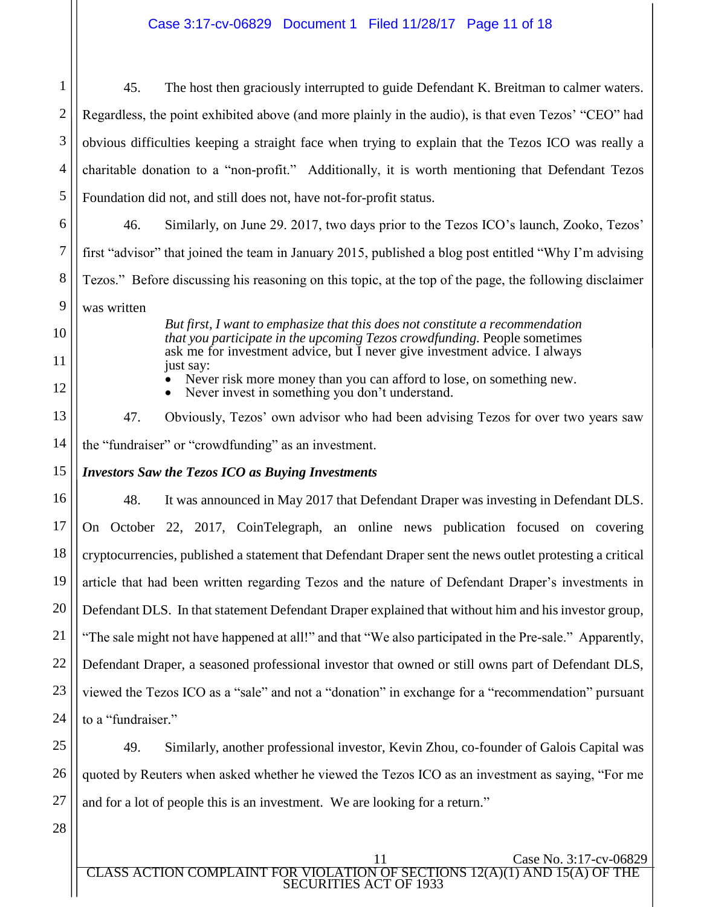45. The host then graciously interrupted to guide Defendant K. Breitman to calmer waters. Regardless, the point exhibited above (and more plainly in the audio), is that even Tezos' "CEO" had obvious difficulties keeping a straight face when trying to explain that the Tezos ICO was really a charitable donation to a "non-profit." Additionally, it is worth mentioning that Defendant Tezos Foundation did not, and still does not, have not-for-profit status.

46. Similarly, on June 29. 2017, two days prior to the Tezos ICO's launch, Zooko, Tezos' first "advisor" that joined the team in January 2015, published a blog post entitled "Why I'm advising Tezos." Before discussing his reasoning on this topic, at the top of the page, the following disclaimer was written

> *But first, I want to emphasize that this does not constitute a recommendation that you participate in the upcoming Tezos crowdfunding.* People sometimes ask me for investment advice, but I never give investment advice. I always just say:
>
> - Never risk more money than you can afford to lose, on something new.
> - Never invest in something you don't understand.

47. Obviously, Tezos' own advisor who had been advising Tezos for over two years saw the "fundraiser" or "crowdfunding" as an investment.

***Investors Saw the Tezos ICO as Buying Investments***

48. It was announced in May 2017 that Defendant Draper was investing in Defendant DLS. On October 22, 2017, CoinTelegraph, an online news publication focused on covering cryptocurrencies, published a statement that Defendant Draper sent the news outlet protesting a critical article that had been written regarding Tezos and the nature of Defendant Draper's investments in Defendant DLS. In that statement Defendant Draper explained that without him and his investor group, "The sale might not have happened at all!" and that "We also participated in the Pre-sale." Apparently, Defendant Draper, a seasoned professional investor that owned or still owns part of Defendant DLS, viewed the Tezos ICO as a "sale" and not a "donation" in exchange for a "recommendation" pursuant to a "fundraiser."

49. Similarly, another professional investor, Kevin Zhou, co-founder of Galois Capital was quoted by Reuters when asked whether he viewed the Tezos ICO as an investment as saying, "For me and for a lot of people this is an investment. We are looking for a return."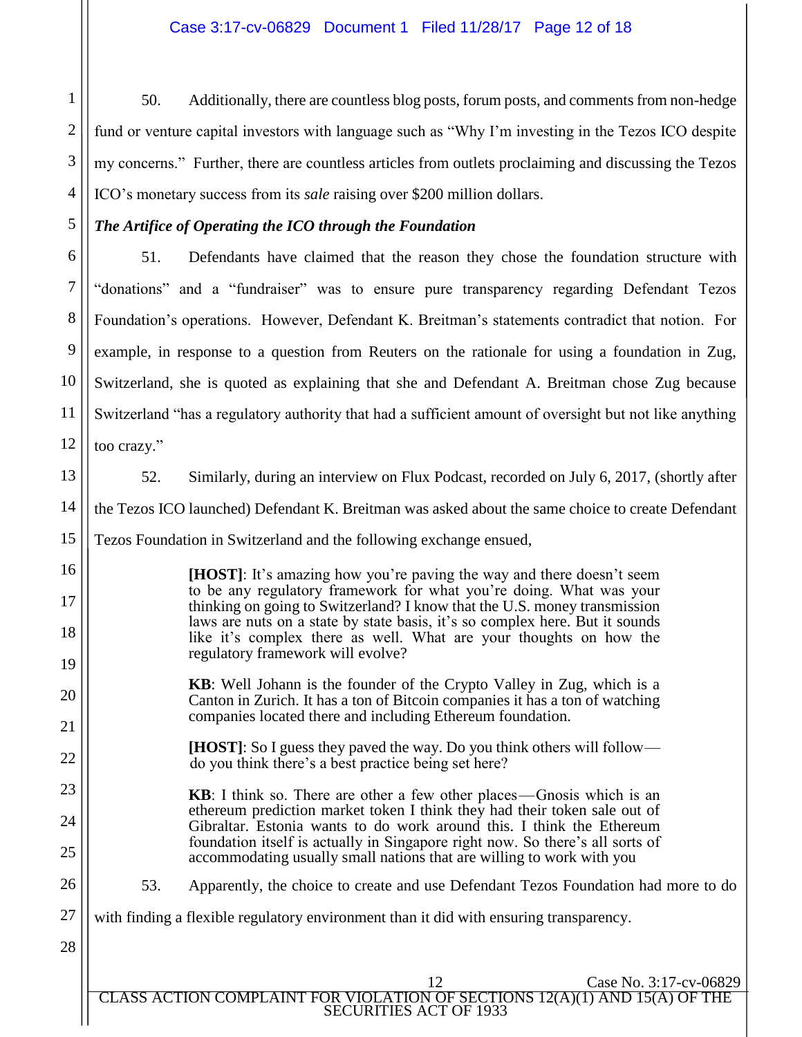50. Additionally, there are countless blog posts, forum posts, and comments from non-hedge fund or venture capital investors with language such as "Why I'm investing in the Tezos ICO despite my concerns." Further, there are countless articles from outlets proclaiming and discussing the Tezos ICO's monetary success from its *sale* raising over $200 million dollars.

***The Artifice of Operating the ICO through the Foundation***

51. Defendants have claimed that the reason they chose the foundation structure with "donations" and a "fundraiser" was to ensure pure transparency regarding Defendant Tezos Foundation's operations. However, Defendant K. Breitman's statements contradict that notion. For example, in response to a question from Reuters on the rationale for using a foundation in Zug, Switzerland, she is quoted as explaining that she and Defendant A. Breitman chose Zug because Switzerland "has a regulatory authority that had a sufficient amount of oversight but not like anything too crazy."

52. Similarly, during an interview on Flux Podcast, recorded on July 6, 2017, (shortly after the Tezos ICO launched) Defendant K. Breitman was asked about the same choice to create Defendant Tezos Foundation in Switzerland and the following exchange ensued,

> **[HOST]**: It's amazing how you're paving the way and there doesn't seem to be any regulatory framework for what you're doing. What was your thinking on going to Switzerland? I know that the U.S. money transmission laws are nuts on a state by state basis, it's so complex here. But it sounds like it's complex there as well. What are your thoughts on how the regulatory framework will evolve?
>
> **KB**: Well Johann is the founder of the Crypto Valley in Zug, which is a Canton in Zurich. It has a ton of Bitcoin companies it has a ton of watching companies located there and including Ethereum foundation.
>
> **[HOST]**: So I guess they paved the way. Do you think others will follow—do you think there's a best practice being set here?
>
> **KB**: I think so. There are other a few other places—Gnosis which is an ethereum prediction market token I think they had their token sale out of Gibraltar. Estonia wants to do work around this. I think the Ethereum foundation itself is actually in Singapore right now. So there's all sorts of accommodating usually small nations that are willing to work with you

53. Apparently, the choice to create and use Defendant Tezos Foundation had more to do with finding a flexible regulatory environment than it did with ensuring transparency.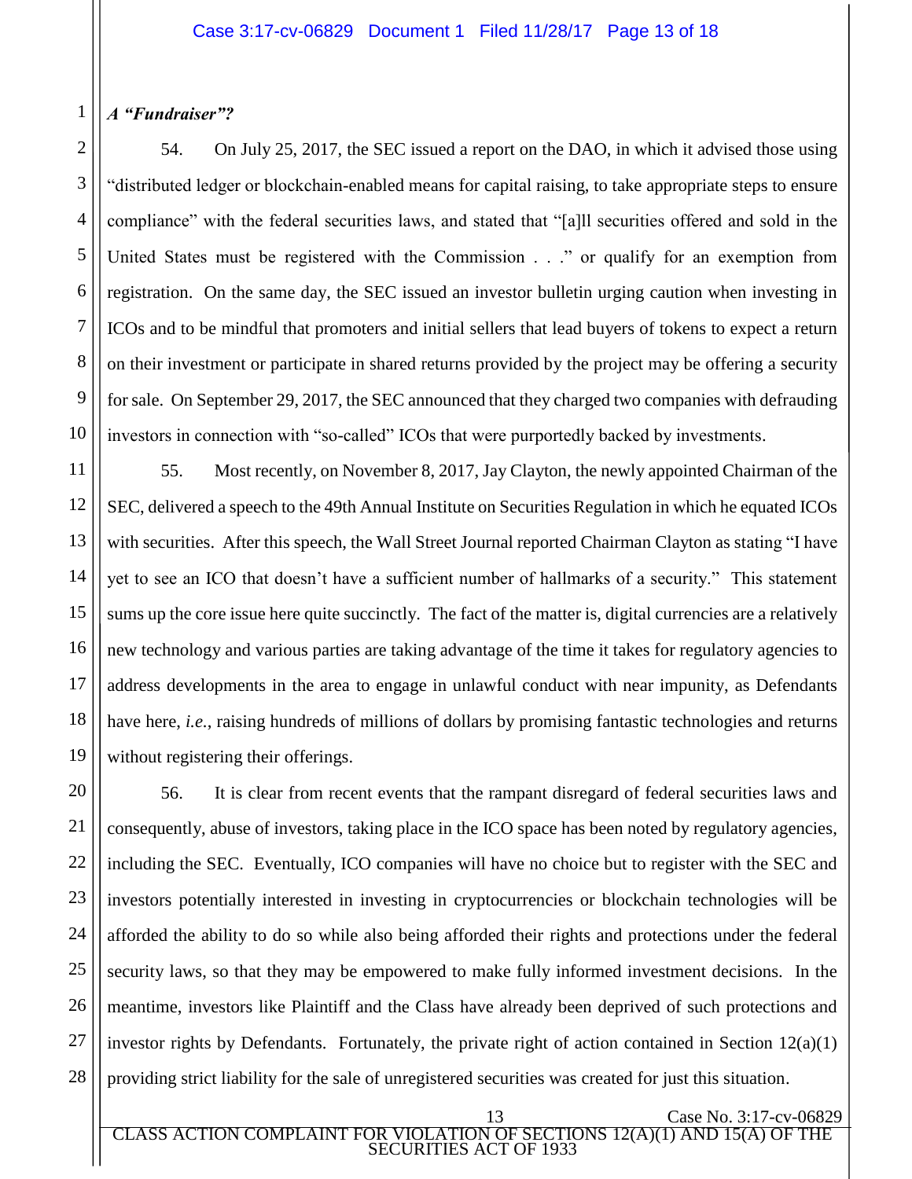***A "Fundraiser"?***

54. On July 25, 2017, the SEC issued a report on the DAO, in which it advised those using "distributed ledger or blockchain-enabled means for capital raising, to take appropriate steps to ensure compliance" with the federal securities laws, and stated that "[a]ll securities offered and sold in the United States must be registered with the Commission . . ." or qualify for an exemption from registration. On the same day, the SEC issued an investor bulletin urging caution when investing in ICOs and to be mindful that promoters and initial sellers that lead buyers of tokens to expect a return on their investment or participate in shared returns provided by the project may be offering a security for sale. On September 29, 2017, the SEC announced that they charged two companies with defrauding investors in connection with "so-called" ICOs that were purportedly backed by investments.

55. Most recently, on November 8, 2017, Jay Clayton, the newly appointed Chairman of the SEC, delivered a speech to the 49th Annual Institute on Securities Regulation in which he equated ICOs with securities. After this speech, the Wall Street Journal reported Chairman Clayton as stating "I have yet to see an ICO that doesn't have a sufficient number of hallmarks of a security." This statement sums up the core issue here quite succinctly. The fact of the matter is, digital currencies are a relatively new technology and various parties are taking advantage of the time it takes for regulatory agencies to address developments in the area to engage in unlawful conduct with near impunity, as Defendants have here, *i.e.*, raising hundreds of millions of dollars by promising fantastic technologies and returns without registering their offerings.

56. It is clear from recent events that the rampant disregard of federal securities laws and consequently, abuse of investors, taking place in the ICO space has been noted by regulatory agencies, including the SEC. Eventually, ICO companies will have no choice but to register with the SEC and investors potentially interested in investing in cryptocurrencies or blockchain technologies will be afforded the ability to do so while also being afforded their rights and protections under the federal security laws, so that they may be empowered to make fully informed investment decisions. In the meantime, investors like Plaintiff and the Class have already been deprived of such protections and investor rights by Defendants. Fortunately, the private right of action contained in Section 12(a)(1) providing strict liability for the sale of unregistered securities was created for just this situation.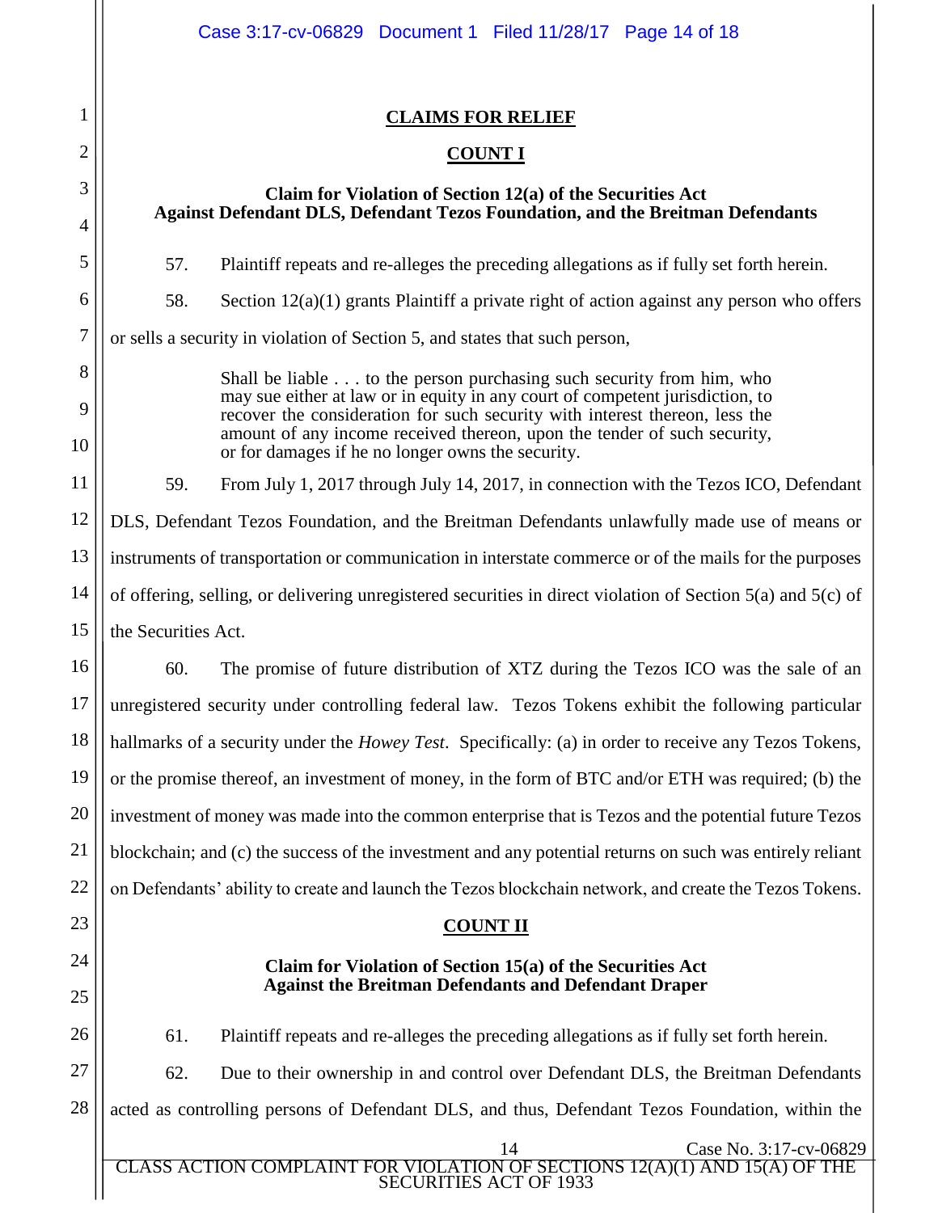## CLAIMS FOR RELIEF

### COUNT I

**Claim for Violation of Section 12(a) of the Securities Act Against Defendant DLS, Defendant Tezos Foundation, and the Breitman Defendants**

57. Plaintiff repeats and re-alleges the preceding allegations as if fully set forth herein.

58. Section 12(a)(1) grants Plaintiff a private right of action against any person who offers or sells a security in violation of Section 5, and states that such person,

> Shall be liable . . . to the person purchasing such security from him, who may sue either at law or in equity in any court of competent jurisdiction, to recover the consideration for such security with interest thereon, less the amount of any income received thereon, upon the tender of such security, or for damages if he no longer owns the security.

59. From July 1, 2017 through July 14, 2017, in connection with the Tezos ICO, Defendant DLS, Defendant Tezos Foundation, and the Breitman Defendants unlawfully made use of means or instruments of transportation or communication in interstate commerce or of the mails for the purposes of offering, selling, or delivering unregistered securities in direct violation of Section 5(a) and 5(c) of the Securities Act.

60. The promise of future distribution of XTZ during the Tezos ICO was the sale of an unregistered security under controlling federal law. Tezos Tokens exhibit the following particular hallmarks of a security under the *Howey Test*. Specifically: (a) in order to receive any Tezos Tokens, or the promise thereof, an investment of money, in the form of BTC and/or ETH was required; (b) the investment of money was made into the common enterprise that is Tezos and the potential future Tezos blockchain; and (c) the success of the investment and any potential returns on such was entirely reliant on Defendants' ability to create and launch the Tezos blockchain network, and create the Tezos Tokens.

### COUNT II

**Claim for Violation of Section 15(a) of the Securities Act Against the Breitman Defendants and Defendant Draper**

61. Plaintiff repeats and re-alleges the preceding allegations as if fully set forth herein.

62. Due to their ownership in and control over Defendant DLS, the Breitman Defendants acted as controlling persons of Defendant DLS, and thus, Defendant Tezos Foundation, within the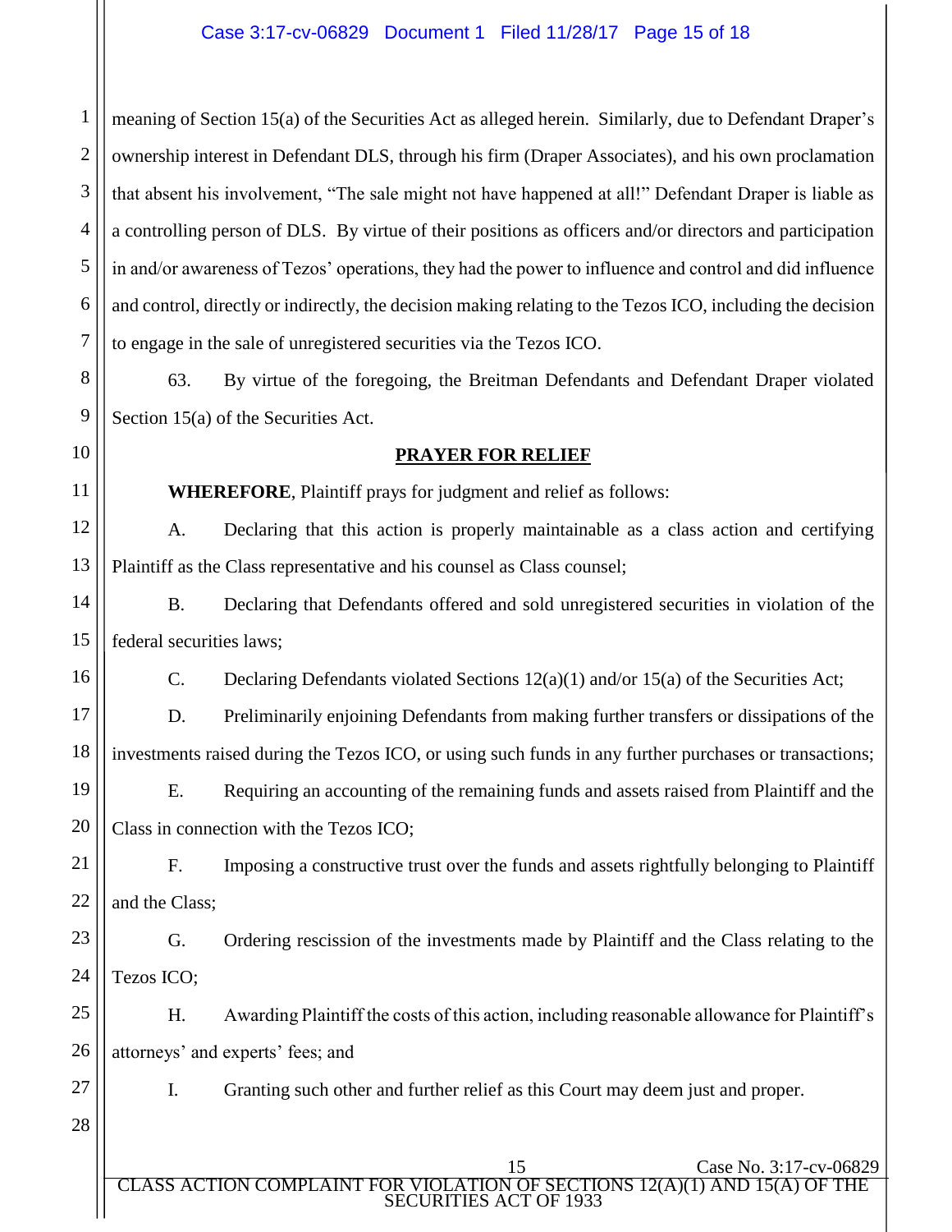meaning of Section 15(a) of the Securities Act as alleged herein. Similarly, due to Defendant Draper's ownership interest in Defendant DLS, through his firm (Draper Associates), and his own proclamation that absent his involvement, "The sale might not have happened at all!" Defendant Draper is liable as a controlling person of DLS. By virtue of their positions as officers and/or directors and participation in and/or awareness of Tezos' operations, they had the power to influence and control and did influence and control, directly or indirectly, the decision making relating to the Tezos ICO, including the decision to engage in the sale of unregistered securities via the Tezos ICO.

63. By virtue of the foregoing, the Breitman Defendants and Defendant Draper violated Section 15(a) of the Securities Act.

## PRAYER FOR RELIEF

**WHEREFORE**, Plaintiff prays for judgment and relief as follows:

A. Declaring that this action is properly maintainable as a class action and certifying Plaintiff as the Class representative and his counsel as Class counsel;

B. Declaring that Defendants offered and sold unregistered securities in violation of the federal securities laws;

C. Declaring Defendants violated Sections 12(a)(1) and/or 15(a) of the Securities Act;

D. Preliminarily enjoining Defendants from making further transfers or dissipations of the investments raised during the Tezos ICO, or using such funds in any further purchases or transactions;

E. Requiring an accounting of the remaining funds and assets raised from Plaintiff and the Class in connection with the Tezos ICO;

F. Imposing a constructive trust over the funds and assets rightfully belonging to Plaintiff and the Class;

G. Ordering rescission of the investments made by Plaintiff and the Class relating to the Tezos ICO;

H. Awarding Plaintiff the costs of this action, including reasonable allowance for Plaintiff's attorneys' and experts' fees; and

I. Granting such other and further relief as this Court may deem just and proper.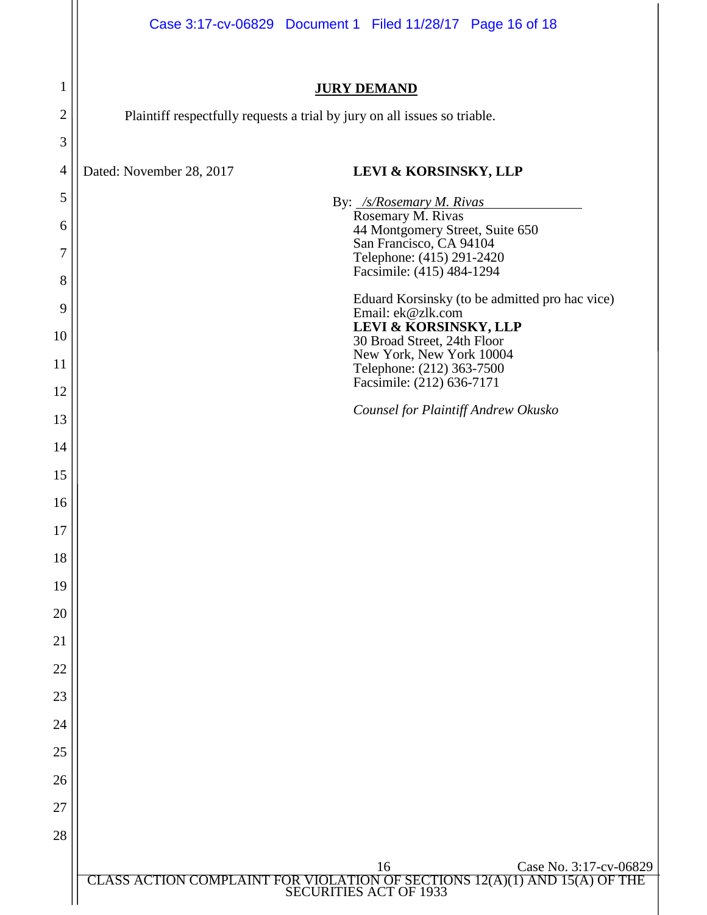## JURY DEMAND

Plaintiff respectfully requests a trial by jury on all issues so triable.

Dated: November 28, 2017

**LEVI & KORSINSKY, LLP**

By: */s/Rosemary M. Rivas*
Rosemary M. Rivas
44 Montgomery Street, Suite 650
San Francisco, CA 94104
Telephone: (415) 291-2420
Facsimile: (415) 484-1294

Eduard Korsinsky (to be admitted pro hac vice)
Email: ek@zlk.com
**LEVI & KORSINSKY, LLP**
30 Broad Street, 24th Floor
New York, New York 10004
Telephone: (212) 363-7500
Facsimile: (212) 636-7171

*Counsel for Plaintiff Andrew Okusko*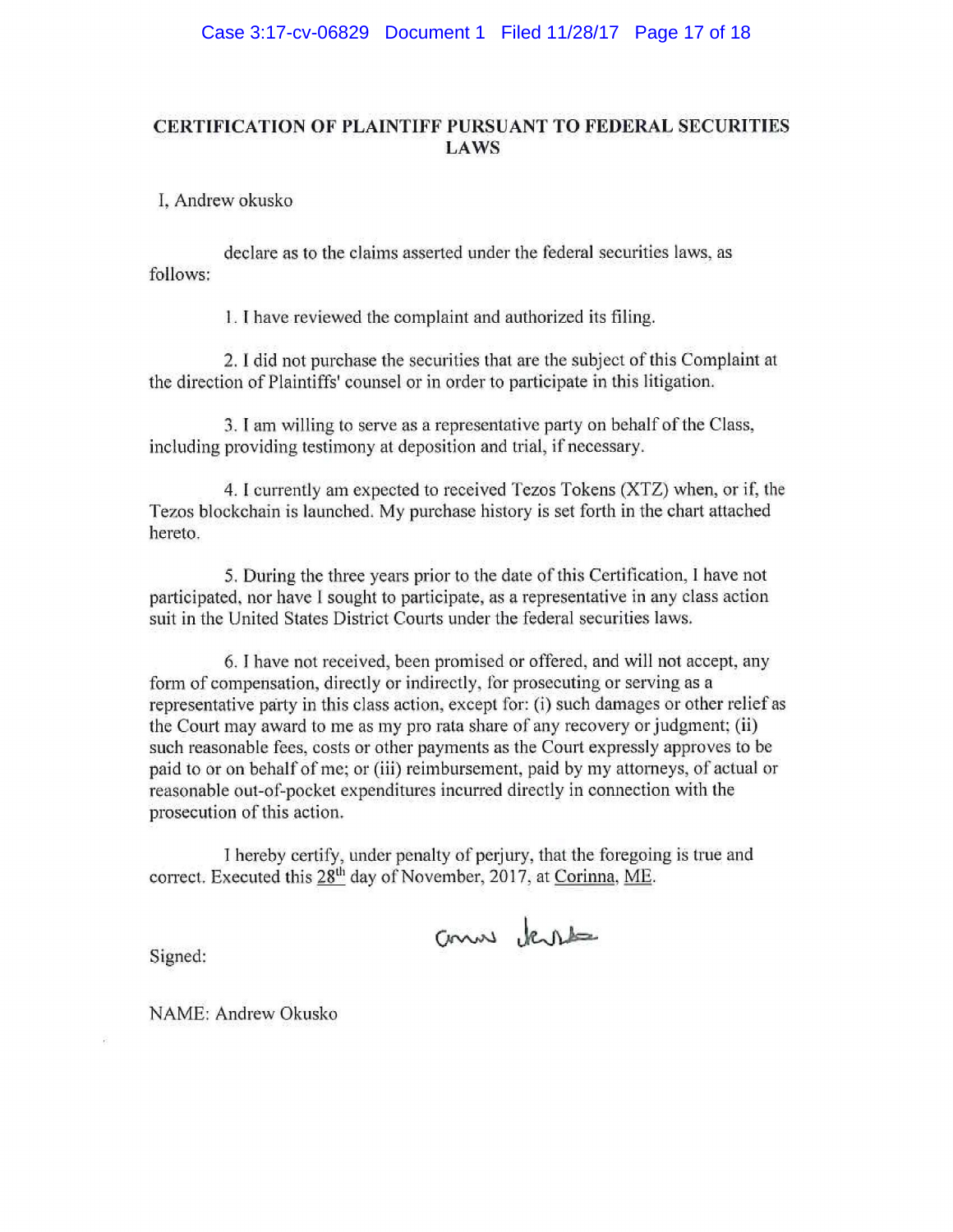## CERTIFICATION OF PLAINTIFF PURSUANT TO FEDERAL SECURITIES LAWS

I, Andrew okusko

declare as to the claims asserted under the federal securities laws, as follows:

1. I have reviewed the complaint and authorized its filing.

2. I did not purchase the securities that are the subject of this Complaint at the direction of Plaintiffs' counsel or in order to participate in this litigation.

3. I am willing to serve as a representative party on behalf of the Class, including providing testimony at deposition and trial, if necessary.

4. I currently am expected to received Tezos Tokens (XTZ) when, or if, the Tezos blockchain is launched. My purchase history is set forth in the chart attached hereto.

5. During the three years prior to the date of this Certification, I have not participated, nor have I sought to participate, as a representative in any class action suit in the United States District Courts under the federal securities laws.

6. I have not received, been promised or offered, and will not accept, any form of compensation, directly or indirectly, for prosecuting or serving as a representative party in this class action, except for: (i) such damages or other relief as the Court may award to me as my pro rata share of any recovery or judgment; (ii) such reasonable fees, costs or other payments as the Court expressly approves to be paid to or on behalf of me; or (iii) reimbursement, paid by my attorneys, of actual or reasonable out-of-pocket expenditures incurred directly in connection with the prosecution of this action.

I hereby certify, under penalty of perjury, that the foregoing is true and correct. Executed this 28th day of November, 2017, at Corinna, ME.

Signed:

NAME: Andrew Okusko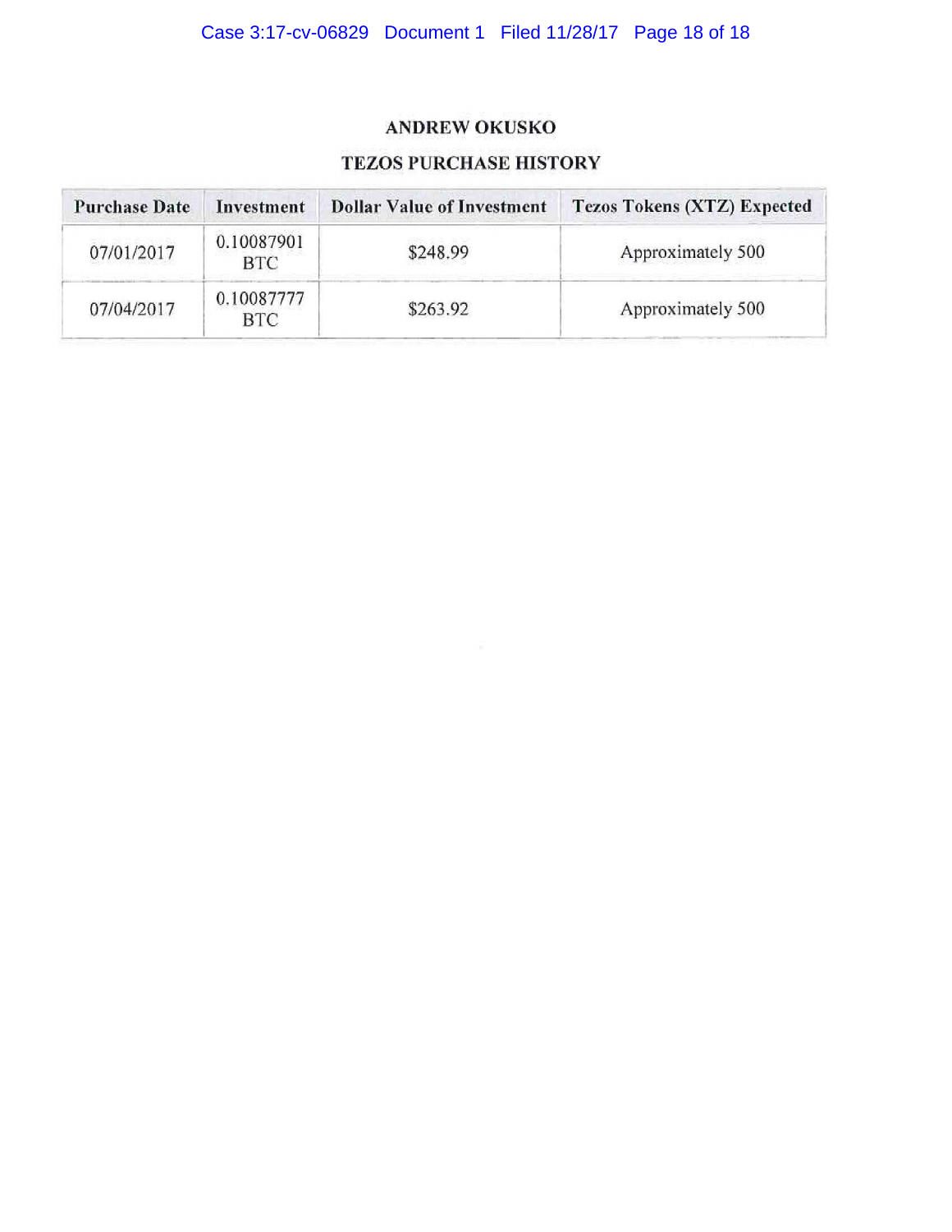## ANDREW OKUSKO

## TEZOS PURCHASE HISTORY

| Purchase Date | Investment | Dollar Value of Investment | Tezos Tokens (XTZ) Expected |
|---|---|---|---|
| 07/01/2017 | 0.10087901 BTC | $248.99 | Approximately 500 |
| 07/04/2017 | 0.10087777 BTC | $263.92 | Approximately 500 |